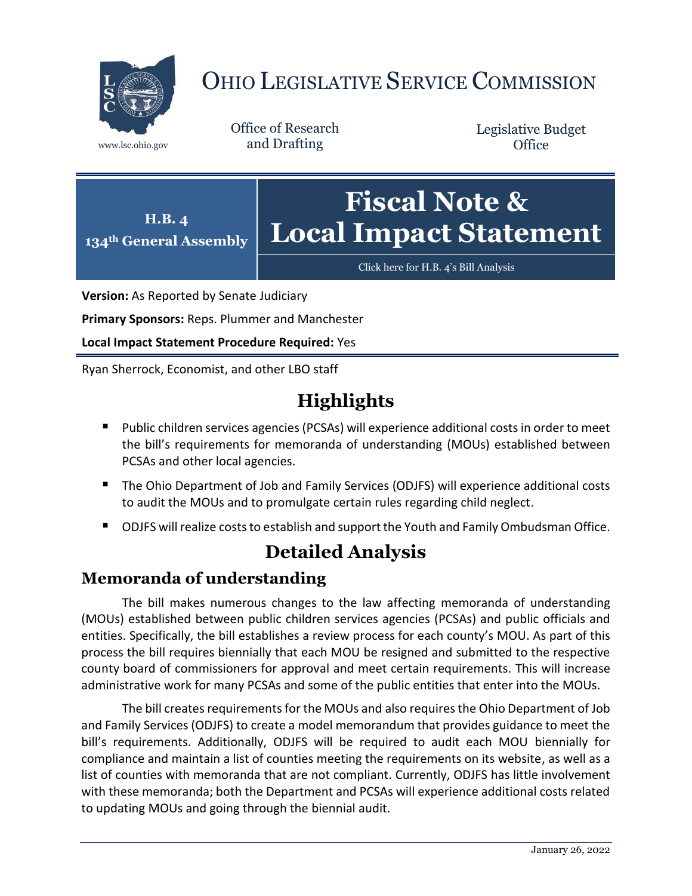# OHIO LEGISLATIVE SERVICE COMMISSION

www.lsc.ohio.gov

Office of Research and Drafting

Legislative Budget Office

**H.B. 4**
**134th General Assembly**

# Fiscal Note & Local Impact Statement

Click here for H.B. 4's Bill Analysis

**Version:** As Reported by Senate Judiciary

**Primary Sponsors:** Reps. Plummer and Manchester

**Local Impact Statement Procedure Required:** Yes

Ryan Sherrock, Economist, and other LBO staff

## Highlights

- Public children services agencies (PCSAs) will experience additional costs in order to meet the bill's requirements for memoranda of understanding (MOUs) established between PCSAs and other local agencies.
- The Ohio Department of Job and Family Services (ODJFS) will experience additional costs to audit the MOUs and to promulgate certain rules regarding child neglect.
- ODJFS will realize costs to establish and support the Youth and Family Ombudsman Office.

## Detailed Analysis

### Memoranda of understanding

The bill makes numerous changes to the law affecting memoranda of understanding (MOUs) established between public children services agencies (PCSAs) and public officials and entities. Specifically, the bill establishes a review process for each county's MOU. As part of this process the bill requires biennially that each MOU be resigned and submitted to the respective county board of commissioners for approval and meet certain requirements. This will increase administrative work for many PCSAs and some of the public entities that enter into the MOUs.

The bill creates requirements for the MOUs and also requires the Ohio Department of Job and Family Services (ODJFS) to create a model memorandum that provides guidance to meet the bill's requirements. Additionally, ODJFS will be required to audit each MOU biennially for compliance and maintain a list of counties meeting the requirements on its website, as well as a list of counties with memoranda that are not compliant. Currently, ODJFS has little involvement with these memoranda; both the Department and PCSAs will experience additional costs related to updating MOUs and going through the biennial audit.

January 26, 2022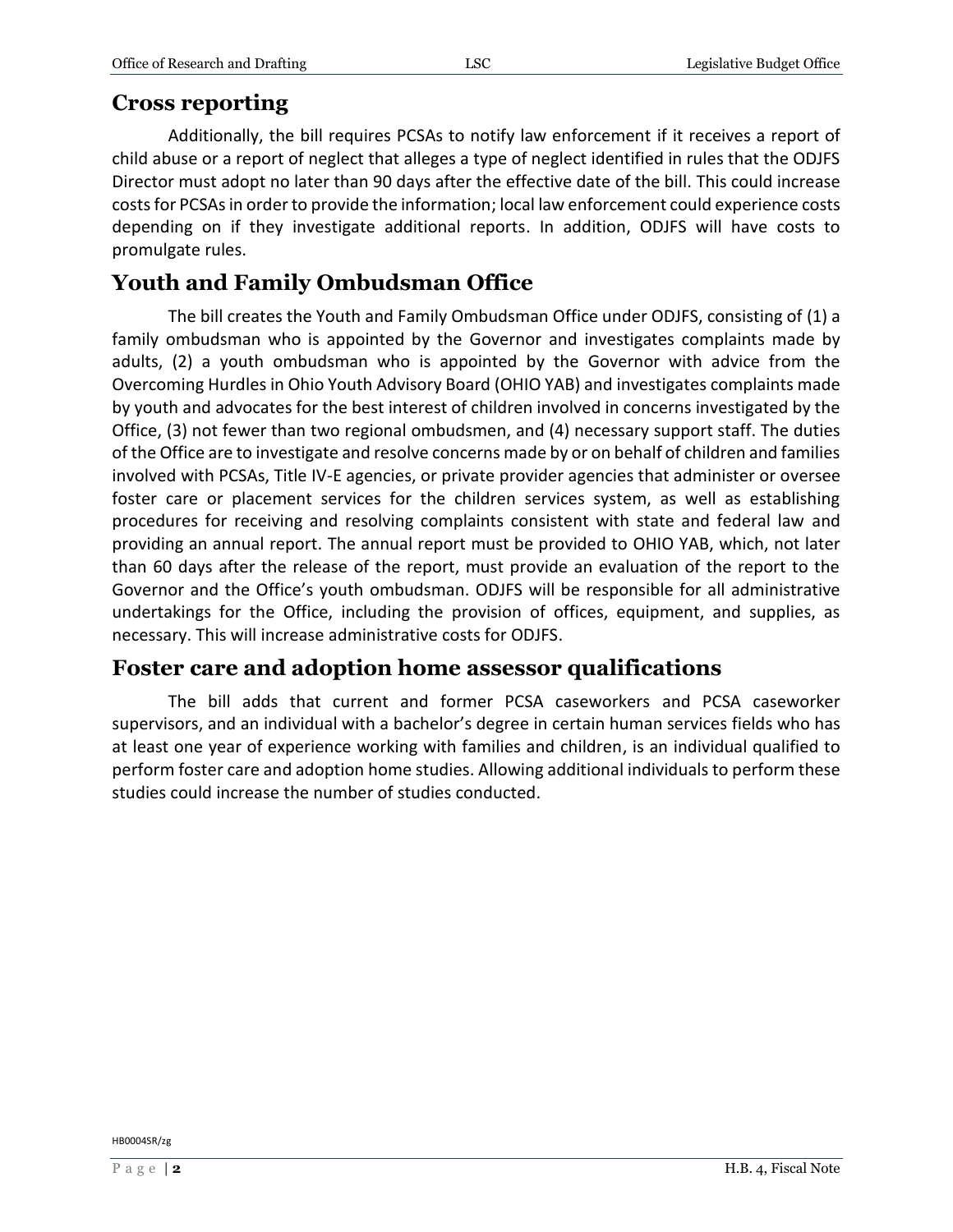## Cross reporting

Additionally, the bill requires PCSAs to notify law enforcement if it receives a report of child abuse or a report of neglect that alleges a type of neglect identified in rules that the ODJFS Director must adopt no later than 90 days after the effective date of the bill. This could increase costs for PCSAs in order to provide the information; local law enforcement could experience costs depending on if they investigate additional reports. In addition, ODJFS will have costs to promulgate rules.

## Youth and Family Ombudsman Office

The bill creates the Youth and Family Ombudsman Office under ODJFS, consisting of (1) a family ombudsman who is appointed by the Governor and investigates complaints made by adults, (2) a youth ombudsman who is appointed by the Governor with advice from the Overcoming Hurdles in Ohio Youth Advisory Board (OHIO YAB) and investigates complaints made by youth and advocates for the best interest of children involved in concerns investigated by the Office, (3) not fewer than two regional ombudsmen, and (4) necessary support staff. The duties of the Office are to investigate and resolve concerns made by or on behalf of children and families involved with PCSAs, Title IV-E agencies, or private provider agencies that administer or oversee foster care or placement services for the children services system, as well as establishing procedures for receiving and resolving complaints consistent with state and federal law and providing an annual report. The annual report must be provided to OHIO YAB, which, not later than 60 days after the release of the report, must provide an evaluation of the report to the Governor and the Office's youth ombudsman. ODJFS will be responsible for all administrative undertakings for the Office, including the provision of offices, equipment, and supplies, as necessary. This will increase administrative costs for ODJFS.

## Foster care and adoption home assessor qualifications

The bill adds that current and former PCSA caseworkers and PCSA caseworker supervisors, and an individual with a bachelor's degree in certain human services fields who has at least one year of experience working with families and children, is an individual qualified to perform foster care and adoption home studies. Allowing additional individuals to perform these studies could increase the number of studies conducted.

HB0004SR/zg